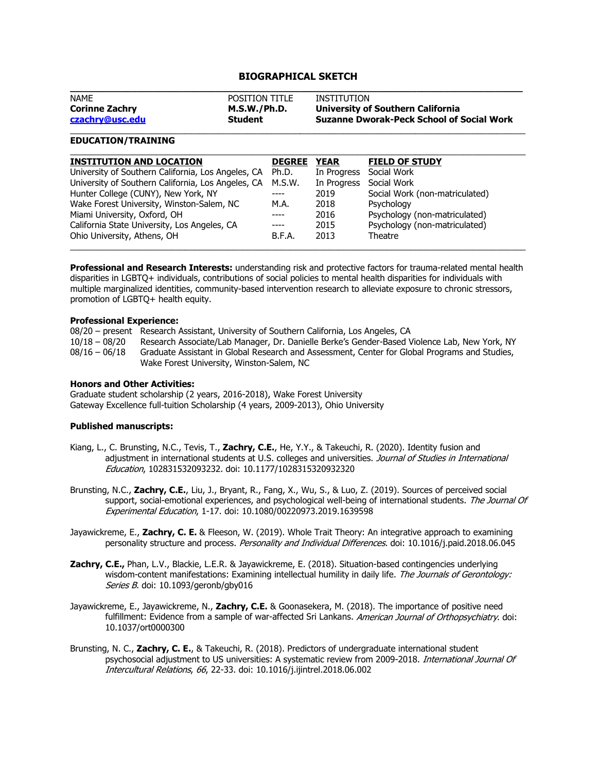# BIOGRAPHICAL SKETCH

| NAME | POSITION TITLE | INSTITUTION |
|---|---|---|
| **Corinne Zachry** | **M.S.W./Ph.D.** | **University of Southern California** |
| **czachry@usc.edu** | **Student** | **Suzanne Dworak-Peck School of Social Work** |

## EDUCATION/TRAINING

| INSTITUTION AND LOCATION | DEGREE | YEAR | FIELD OF STUDY |
|---|---|---|---|
| University of Southern California, Los Angeles, CA | Ph.D. | In Progress | Social Work |
| University of Southern California, Los Angeles, CA | M.S.W. | In Progress | Social Work |
| Hunter College (CUNY), New York, NY | ---- | 2019 | Social Work (non-matriculated) |
| Wake Forest University, Winston-Salem, NC | M.A. | 2018 | Psychology |
| Miami University, Oxford, OH | ---- | 2016 | Psychology (non-matriculated) |
| California State University, Los Angeles, CA | ---- | 2015 | Psychology (non-matriculated) |
| Ohio University, Athens, OH | B.F.A. | 2013 | Theatre |

**Professional and Research Interests:** understanding risk and protective factors for trauma-related mental health disparities in LGBTQ+ individuals, contributions of social policies to mental health disparities for individuals with multiple marginalized identities, community-based intervention research to alleviate exposure to chronic stressors, promotion of LGBTQ+ health equity.

**Professional Experience:**

| | |
|---|---|
| 08/20 – present | Research Assistant, University of Southern California, Los Angeles, CA |
| 10/18 – 08/20 | Research Associate/Lab Manager, Dr. Danielle Berke's Gender-Based Violence Lab, New York, NY |
| 08/16 – 06/18 | Graduate Assistant in Global Research and Assessment, Center for Global Programs and Studies, Wake Forest University, Winston-Salem, NC |

**Honors and Other Activities:**

Graduate student scholarship (2 years, 2016-2018), Wake Forest University
Gateway Excellence full-tuition Scholarship (4 years, 2009-2013), Ohio University

**Published manuscripts:**

Kiang, L., C. Brunsting, N.C., Tevis, T., **Zachry, C.E.**, He, Y.Y., & Takeuchi, R. (2020). Identity fusion and adjustment in international students at U.S. colleges and universities. *Journal of Studies in International Education*, 102831532093232. doi: 10.1177/1028315320932320

Brunsting, N.C., **Zachry, C.E.**, Liu, J., Bryant, R., Fang, X., Wu, S., & Luo, Z. (2019). Sources of perceived social support, social-emotional experiences, and psychological well-being of international students. *The Journal Of Experimental Education*, 1-17. doi: 10.1080/00220973.2019.1639598

Jayawickreme, E., **Zachry, C. E.** & Fleeson, W. (2019). Whole Trait Theory: An integrative approach to examining personality structure and process. *Personality and Individual Differences.* doi: 10.1016/j.paid.2018.06.045

**Zachry, C.E.,** Phan, L.V., Blackie, L.E.R. & Jayawickreme, E. (2018). Situation-based contingencies underlying wisdom-content manifestations: Examining intellectual humility in daily life. *The Journals of Gerontology: Series B.* doi: 10.1093/geronb/gby016

Jayawickreme, E., Jayawickreme, N., **Zachry, C.E.** & Goonasekera, M. (2018). The importance of positive need fulfillment: Evidence from a sample of war-affected Sri Lankans. *American Journal of Orthopsychiatry.* doi: 10.1037/ort0000300

Brunsting, N. C., **Zachry, C. E.**, & Takeuchi, R. (2018). Predictors of undergraduate international student psychosocial adjustment to US universities: A systematic review from 2009-2018. *International Journal Of Intercultural Relations*, *66*, 22-33. doi: 10.1016/j.ijintrel.2018.06.002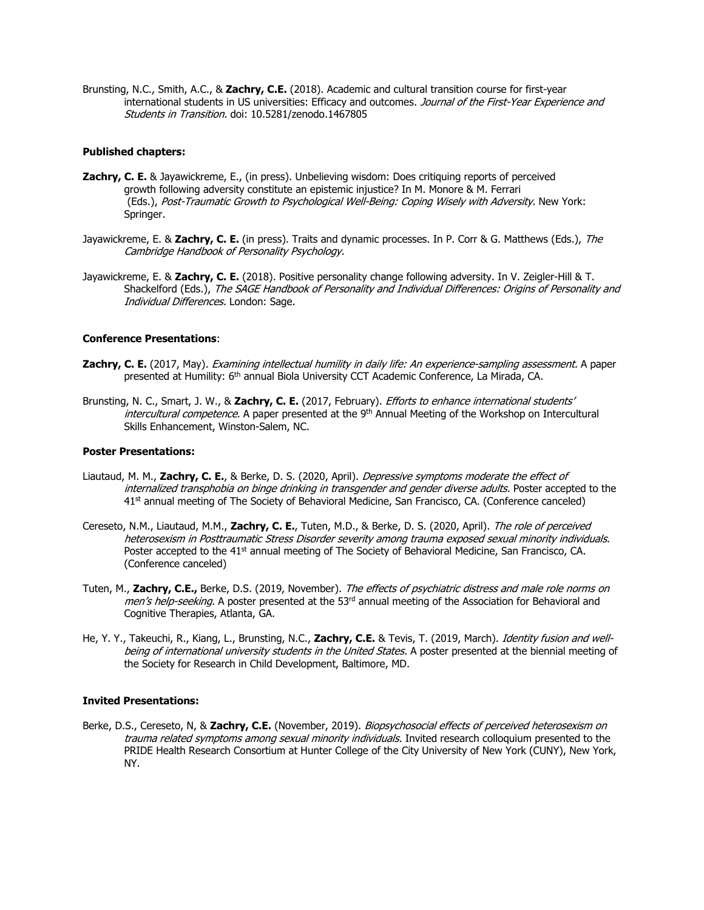Brunsting, N.C., Smith, A.C., & **Zachry, C.E.** (2018). Academic and cultural transition course for first-year international students in US universities: Efficacy and outcomes. *Journal of the First-Year Experience and Students in Transition.* doi: 10.5281/zenodo.1467805

**Published chapters:**

**Zachry, C. E.** & Jayawickreme, E., (in press). Unbelieving wisdom: Does critiquing reports of perceived growth following adversity constitute an epistemic injustice? In M. Monore & M. Ferrari (Eds.), *Post-Traumatic Growth to Psychological Well-Being: Coping Wisely with Adversity.* New York: Springer.

Jayawickreme, E. & **Zachry, C. E.** (in press). Traits and dynamic processes. In P. Corr & G. Matthews (Eds.), *The Cambridge Handbook of Personality Psychology.*

Jayawickreme, E. & **Zachry, C. E.** (2018). Positive personality change following adversity. In V. Zeigler-Hill & T. Shackelford (Eds.), *The SAGE Handbook of Personality and Individual Differences: Origins of Personality and Individual Differences.* London: Sage.

**Conference Presentations**:

**Zachry, C. E.** (2017, May). *Examining intellectual humility in daily life: An experience-sampling assessment.* A paper presented at Humility: 6th annual Biola University CCT Academic Conference, La Mirada, CA.

Brunsting, N. C., Smart, J. W., & **Zachry, C. E.** (2017, February). *Efforts to enhance international students' intercultural competence.* A paper presented at the 9th Annual Meeting of the Workshop on Intercultural Skills Enhancement, Winston-Salem, NC.

**Poster Presentations:**

Liautaud, M. M., **Zachry, C. E.**, & Berke, D. S. (2020, April). *Depressive symptoms moderate the effect of internalized transphobia on binge drinking in transgender and gender diverse adults.* Poster accepted to the 41st annual meeting of The Society of Behavioral Medicine, San Francisco, CA. (Conference canceled)

Cereseto, N.M., Liautaud, M.M., **Zachry, C. E.**, Tuten, M.D., & Berke, D. S. (2020, April). *The role of perceived heterosexism in Posttraumatic Stress Disorder severity among trauma exposed sexual minority individuals.* Poster accepted to the 41st annual meeting of The Society of Behavioral Medicine, San Francisco, CA. (Conference canceled)

Tuten, M., **Zachry, C.E.,** Berke, D.S. (2019, November). *The effects of psychiatric distress and male role norms on men's help-seeking.* A poster presented at the 53rd annual meeting of the Association for Behavioral and Cognitive Therapies, Atlanta, GA.

He, Y. Y., Takeuchi, R., Kiang, L., Brunsting, N.C., **Zachry, C.E.** & Tevis, T. (2019, March). *Identity fusion and well-being of international university students in the United States.* A poster presented at the biennial meeting of the Society for Research in Child Development, Baltimore, MD.

**Invited Presentations:**

Berke, D.S., Cereseto, N, & **Zachry, C.E.** (November, 2019). *Biopsychosocial effects of perceived heterosexism on trauma related symptoms among sexual minority individuals.* Invited research colloquium presented to the PRIDE Health Research Consortium at Hunter College of the City University of New York (CUNY), New York, NY.